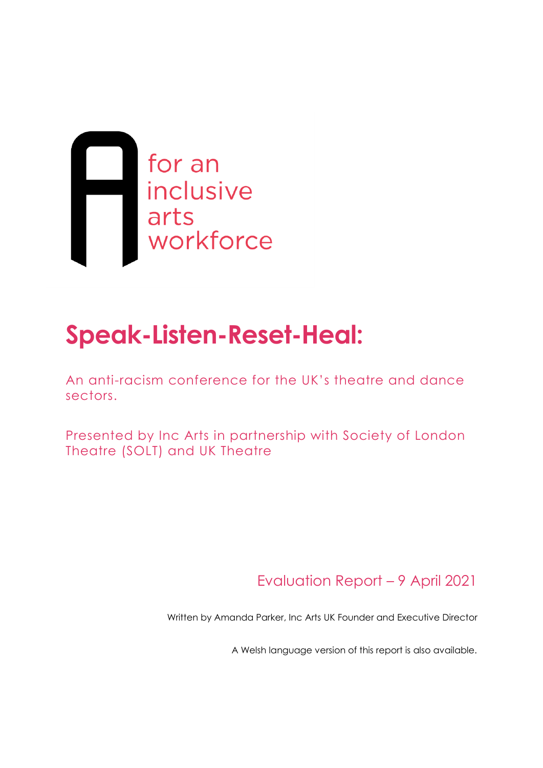for an inclusive arts workforce

# Speak-Listen-Reset-Heal:

An anti-racism conference for the UK's theatre and dance sectors.

Presented by Inc Arts in partnership with Society of London Theatre (SOLT) and UK Theatre

Evaluation Report – 9 April 2021

Written by Amanda Parker, Inc Arts UK Founder and Executive Director

A Welsh language version of this report is also available.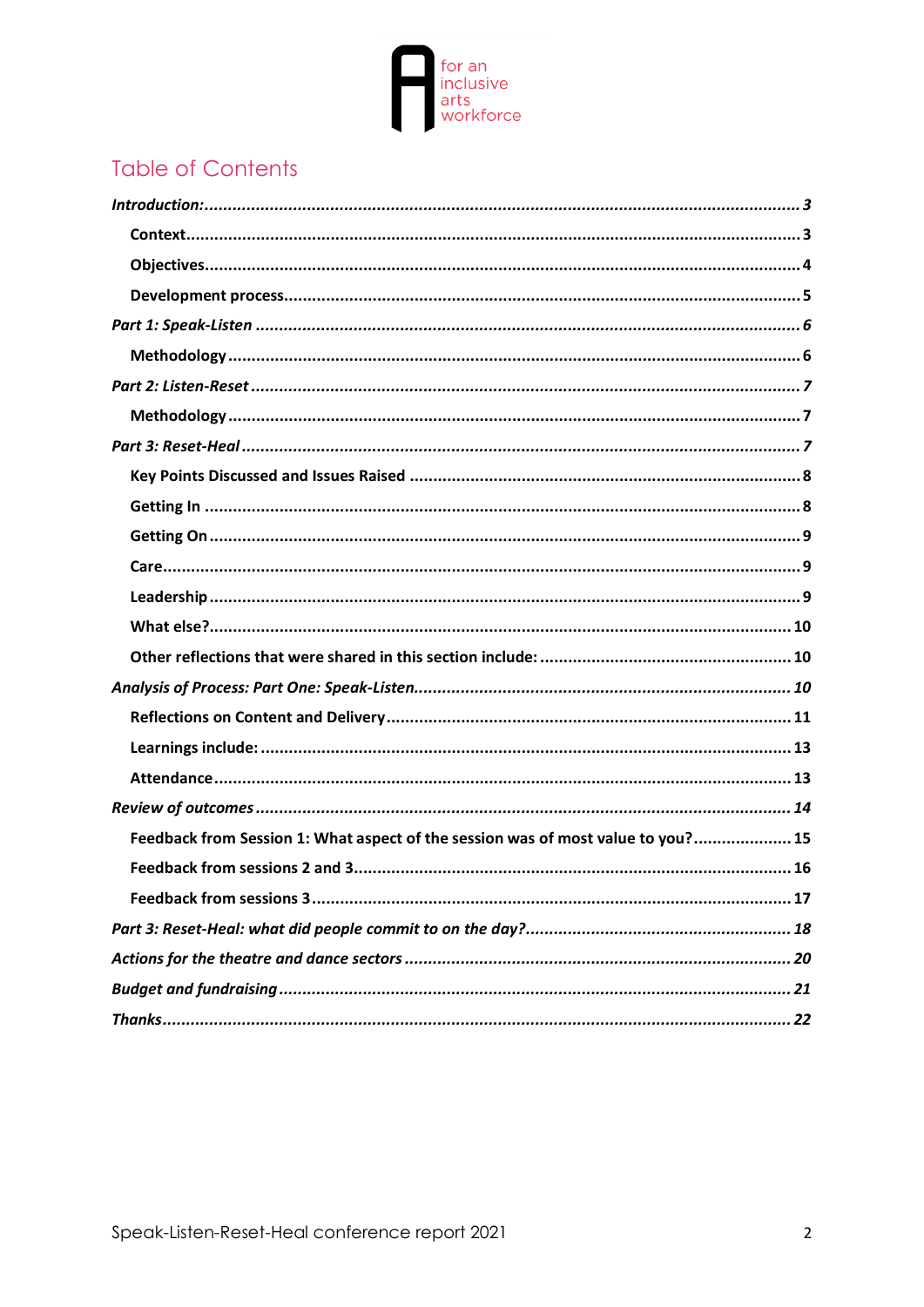for an inclusive arts workforce

## Table of Contents

*Introduction:* ... 3

- **Context** ... 3
- **Objectives** ... 4
- **Development process** ... 5

*Part 1: Speak-Listen* ... 6

- **Methodology** ... 6

*Part 2: Listen-Reset* ... 7

- **Methodology** ... 7

*Part 3: Reset-Heal* ... 7

- **Key Points Discussed and Issues Raised** ... 8
- **Getting In** ... 8
- **Getting On** ... 9
- **Care** ... 9
- **Leadership** ... 9
- **What else?** ... 10
- **Other reflections that were shared in this section include:** ... 10

*Analysis of Process: Part One: Speak-Listen* ... 10

- **Reflections on Content and Delivery** ... 11
- **Learnings include:** ... 13
- **Attendance** ... 13

*Review of outcomes* ... 14

- **Feedback from Session 1: What aspect of the session was of most value to you?** ... 15
- **Feedback from sessions 2 and 3** ... 16
- **Feedback from sessions 3** ... 17

*Part 3: Reset-Heal: what did people commit to on the day?* ... 18

*Actions for the theatre and dance sectors* ... 20

*Budget and fundraising* ... 21

*Thanks* ... 22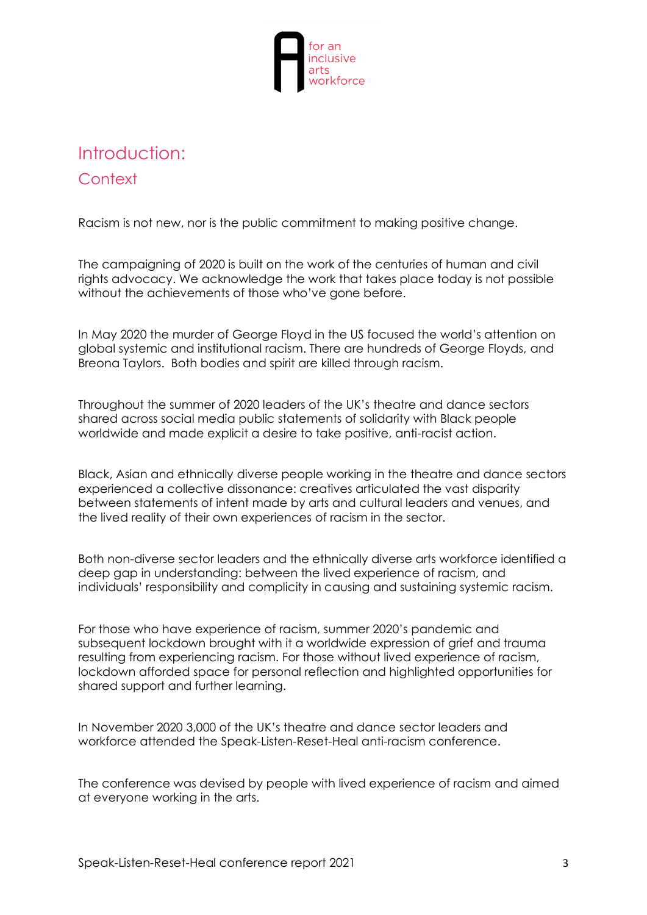# Introduction:

## Context

Racism is not new, nor is the public commitment to making positive change.

The campaigning of 2020 is built on the work of the centuries of human and civil rights advocacy. We acknowledge the work that takes place today is not possible without the achievements of those who've gone before.

In May 2020 the murder of George Floyd in the US focused the world's attention on global systemic and institutional racism. There are hundreds of George Floyds, and Breona Taylors. Both bodies and spirit are killed through racism.

Throughout the summer of 2020 leaders of the UK's theatre and dance sectors shared across social media public statements of solidarity with Black people worldwide and made explicit a desire to take positive, anti-racist action.

Black, Asian and ethnically diverse people working in the theatre and dance sectors experienced a collective dissonance: creatives articulated the vast disparity between statements of intent made by arts and cultural leaders and venues, and the lived reality of their own experiences of racism in the sector.

Both non-diverse sector leaders and the ethnically diverse arts workforce identified a deep gap in understanding: between the lived experience of racism, and individuals' responsibility and complicity in causing and sustaining systemic racism.

For those who have experience of racism, summer 2020's pandemic and subsequent lockdown brought with it a worldwide expression of grief and trauma resulting from experiencing racism. For those without lived experience of racism, lockdown afforded space for personal reflection and highlighted opportunities for shared support and further learning.

In November 2020 3,000 of the UK's theatre and dance sector leaders and workforce attended the Speak-Listen-Reset-Heal anti-racism conference.

The conference was devised by people with lived experience of racism and aimed at everyone working in the arts.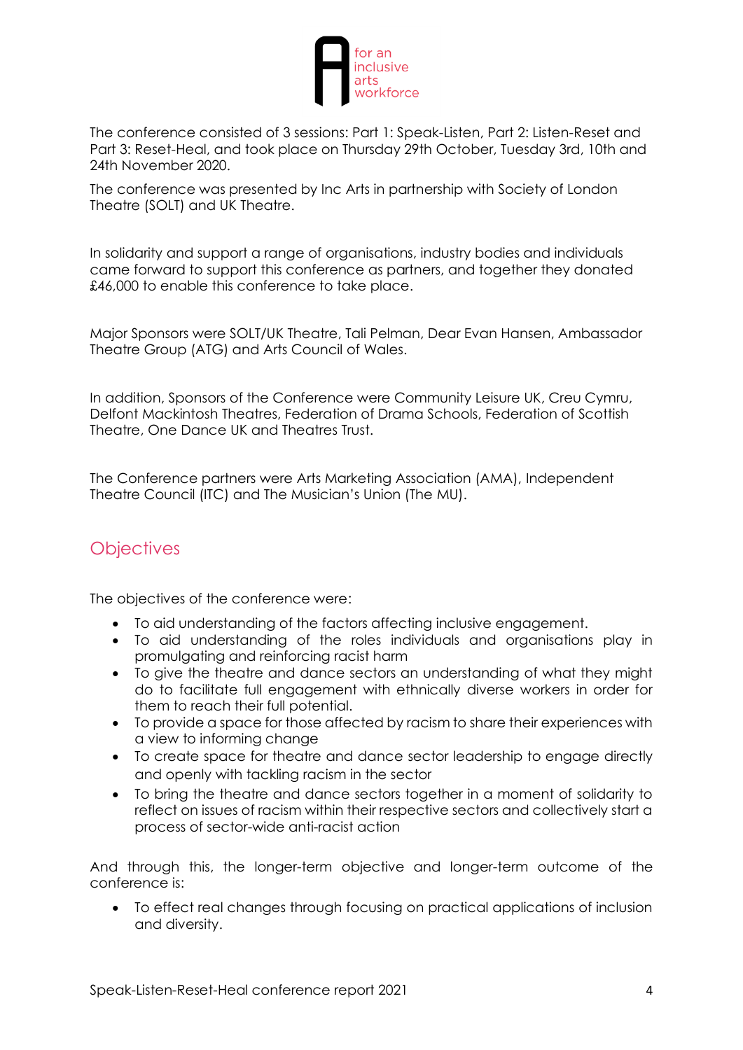The conference consisted of 3 sessions: Part 1: Speak-Listen, Part 2: Listen-Reset and Part 3: Reset-Heal, and took place on Thursday 29th October, Tuesday 3rd, 10th and 24th November 2020.

The conference was presented by Inc Arts in partnership with Society of London Theatre (SOLT) and UK Theatre.

In solidarity and support a range of organisations, industry bodies and individuals came forward to support this conference as partners, and together they donated £46,000 to enable this conference to take place.

Major Sponsors were SOLT/UK Theatre, Tali Pelman, Dear Evan Hansen, Ambassador Theatre Group (ATG) and Arts Council of Wales.

In addition, Sponsors of the Conference were Community Leisure UK, Creu Cymru, Delfont Mackintosh Theatres, Federation of Drama Schools, Federation of Scottish Theatre, One Dance UK and Theatres Trust.

The Conference partners were Arts Marketing Association (AMA), Independent Theatre Council (ITC) and The Musician's Union (The MU).

## Objectives

The objectives of the conference were:

- To aid understanding of the factors affecting inclusive engagement.
- To aid understanding of the roles individuals and organisations play in promulgating and reinforcing racist harm
- To give the theatre and dance sectors an understanding of what they might do to facilitate full engagement with ethnically diverse workers in order for them to reach their full potential.
- To provide a space for those affected by racism to share their experiences with a view to informing change
- To create space for theatre and dance sector leadership to engage directly and openly with tackling racism in the sector
- To bring the theatre and dance sectors together in a moment of solidarity to reflect on issues of racism within their respective sectors and collectively start a process of sector-wide anti-racist action

And through this, the longer-term objective and longer-term outcome of the conference is:

- To effect real changes through focusing on practical applications of inclusion and diversity.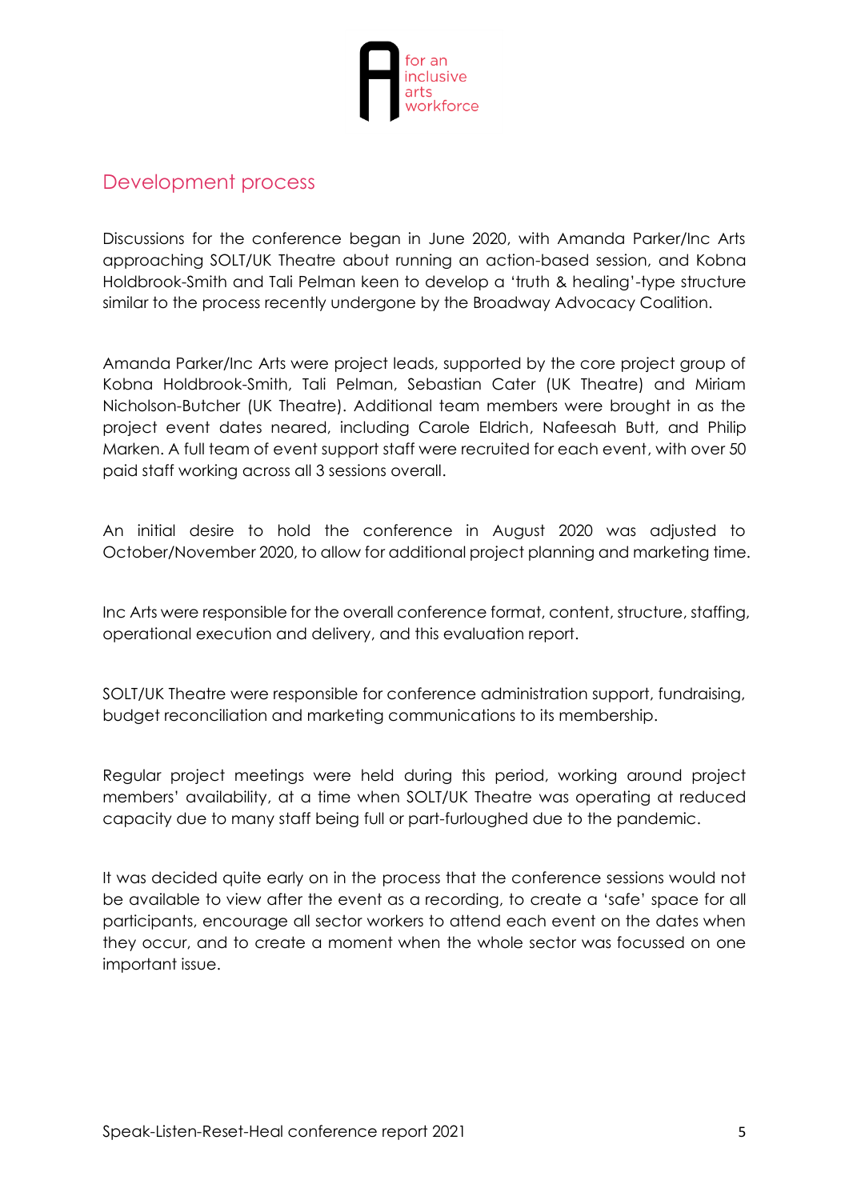## Development process

Discussions for the conference began in June 2020, with Amanda Parker/Inc Arts approaching SOLT/UK Theatre about running an action-based session, and Kobna Holdbrook-Smith and Tali Pelman keen to develop a 'truth & healing'-type structure similar to the process recently undergone by the Broadway Advocacy Coalition.

Amanda Parker/Inc Arts were project leads, supported by the core project group of Kobna Holdbrook-Smith, Tali Pelman, Sebastian Cater (UK Theatre) and Miriam Nicholson-Butcher (UK Theatre). Additional team members were brought in as the project event dates neared, including Carole Eldrich, Nafeesah Butt, and Philip Marken. A full team of event support staff were recruited for each event, with over 50 paid staff working across all 3 sessions overall.

An initial desire to hold the conference in August 2020 was adjusted to October/November 2020, to allow for additional project planning and marketing time.

Inc Arts were responsible for the overall conference format, content, structure, staffing, operational execution and delivery, and this evaluation report.

SOLT/UK Theatre were responsible for conference administration support, fundraising, budget reconciliation and marketing communications to its membership.

Regular project meetings were held during this period, working around project members' availability, at a time when SOLT/UK Theatre was operating at reduced capacity due to many staff being full or part-furloughed due to the pandemic.

It was decided quite early on in the process that the conference sessions would not be available to view after the event as a recording, to create a 'safe' space for all participants, encourage all sector workers to attend each event on the dates when they occur, and to create a moment when the whole sector was focussed on one important issue.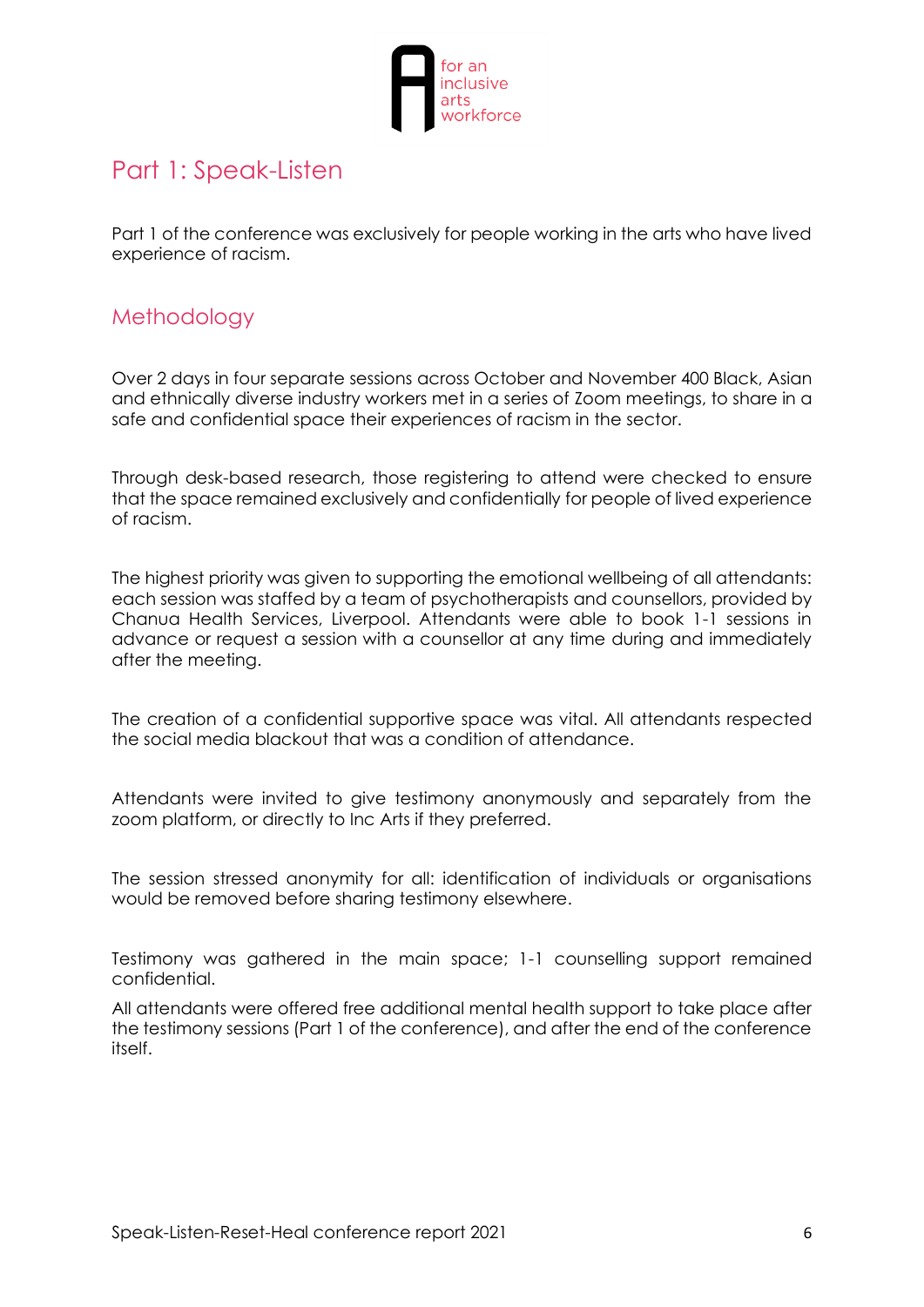# Part 1: Speak-Listen

Part 1 of the conference was exclusively for people working in the arts who have lived experience of racism.

## Methodology

Over 2 days in four separate sessions across October and November 400 Black, Asian and ethnically diverse industry workers met in a series of Zoom meetings, to share in a safe and confidential space their experiences of racism in the sector.

Through desk-based research, those registering to attend were checked to ensure that the space remained exclusively and confidentially for people of lived experience of racism.

The highest priority was given to supporting the emotional wellbeing of all attendants: each session was staffed by a team of psychotherapists and counsellors, provided by Chanua Health Services, Liverpool. Attendants were able to book 1-1 sessions in advance or request a session with a counsellor at any time during and immediately after the meeting.

The creation of a confidential supportive space was vital. All attendants respected the social media blackout that was a condition of attendance.

Attendants were invited to give testimony anonymously and separately from the zoom platform, or directly to Inc Arts if they preferred.

The session stressed anonymity for all: identification of individuals or organisations would be removed before sharing testimony elsewhere.

Testimony was gathered in the main space; 1-1 counselling support remained confidential.

All attendants were offered free additional mental health support to take place after the testimony sessions (Part 1 of the conference), and after the end of the conference itself.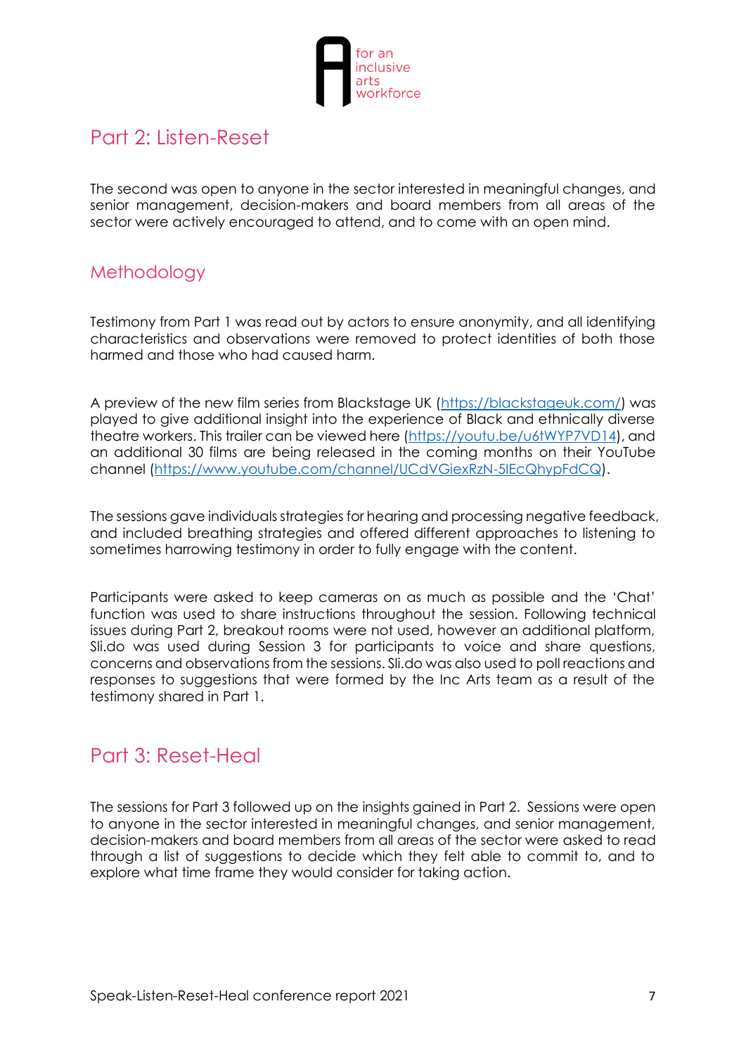## Part 2: Listen-Reset

The second was open to anyone in the sector interested in meaningful changes, and senior management, decision-makers and board members from all areas of the sector were actively encouraged to attend, and to come with an open mind.

### Methodology

Testimony from Part 1 was read out by actors to ensure anonymity, and all identifying characteristics and observations were removed to protect identities of both those harmed and those who had caused harm.

A preview of the new film series from Blackstage UK (https://blackstageuk.com/) was played to give additional insight into the experience of Black and ethnically diverse theatre workers. This trailer can be viewed here (https://youtu.be/u6tWYP7VD14), and an additional 30 films are being released in the coming months on their YouTube channel (https://www.youtube.com/channel/UCdVGiexRzN-5lEcQhypFdCQ).

The sessions gave individuals strategies for hearing and processing negative feedback, and included breathing strategies and offered different approaches to listening to sometimes harrowing testimony in order to fully engage with the content.

Participants were asked to keep cameras on as much as possible and the 'Chat' function was used to share instructions throughout the session. Following technical issues during Part 2, breakout rooms were not used, however an additional platform, Sli.do was used during Session 3 for participants to voice and share questions, concerns and observations from the sessions. Sli.do was also used to poll reactions and responses to suggestions that were formed by the Inc Arts team as a result of the testimony shared in Part 1.

## Part 3: Reset-Heal

The sessions for Part 3 followed up on the insights gained in Part 2. Sessions were open to anyone in the sector interested in meaningful changes, and senior management, decision-makers and board members from all areas of the sector were asked to read through a list of suggestions to decide which they felt able to commit to, and to explore what time frame they would consider for taking action.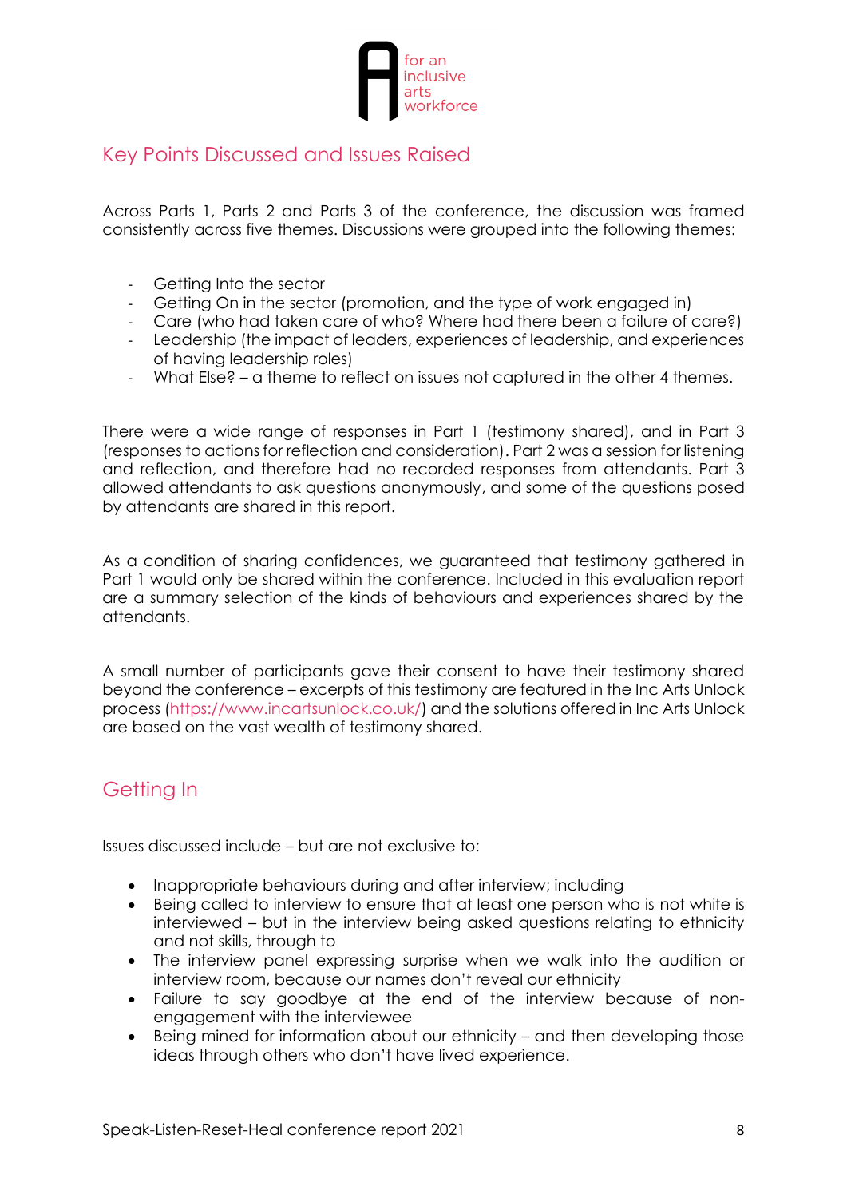## Key Points Discussed and Issues Raised

Across Parts 1, Parts 2 and Parts 3 of the conference, the discussion was framed consistently across five themes. Discussions were grouped into the following themes:

- Getting Into the sector
- Getting On in the sector (promotion, and the type of work engaged in)
- Care (who had taken care of who? Where had there been a failure of care?)
- Leadership (the impact of leaders, experiences of leadership, and experiences of having leadership roles)
- What Else? – a theme to reflect on issues not captured in the other 4 themes.

There were a wide range of responses in Part 1 (testimony shared), and in Part 3 (responses to actions for reflection and consideration). Part 2 was a session for listening and reflection, and therefore had no recorded responses from attendants. Part 3 allowed attendants to ask questions anonymously, and some of the questions posed by attendants are shared in this report.

As a condition of sharing confidences, we guaranteed that testimony gathered in Part 1 would only be shared within the conference. Included in this evaluation report are a summary selection of the kinds of behaviours and experiences shared by the attendants.

A small number of participants gave their consent to have their testimony shared beyond the conference – excerpts of this testimony are featured in the Inc Arts Unlock process (https://www.incartsunlock.co.uk/) and the solutions offered in Inc Arts Unlock are based on the vast wealth of testimony shared.

## Getting In

Issues discussed include – but are not exclusive to:

- Inappropriate behaviours during and after interview; including
- Being called to interview to ensure that at least one person who is not white is interviewed – but in the interview being asked questions relating to ethnicity and not skills, through to
- The interview panel expressing surprise when we walk into the audition or interview room, because our names don't reveal our ethnicity
- Failure to say goodbye at the end of the interview because of non-engagement with the interviewee
- Being mined for information about our ethnicity – and then developing those ideas through others who don't have lived experience.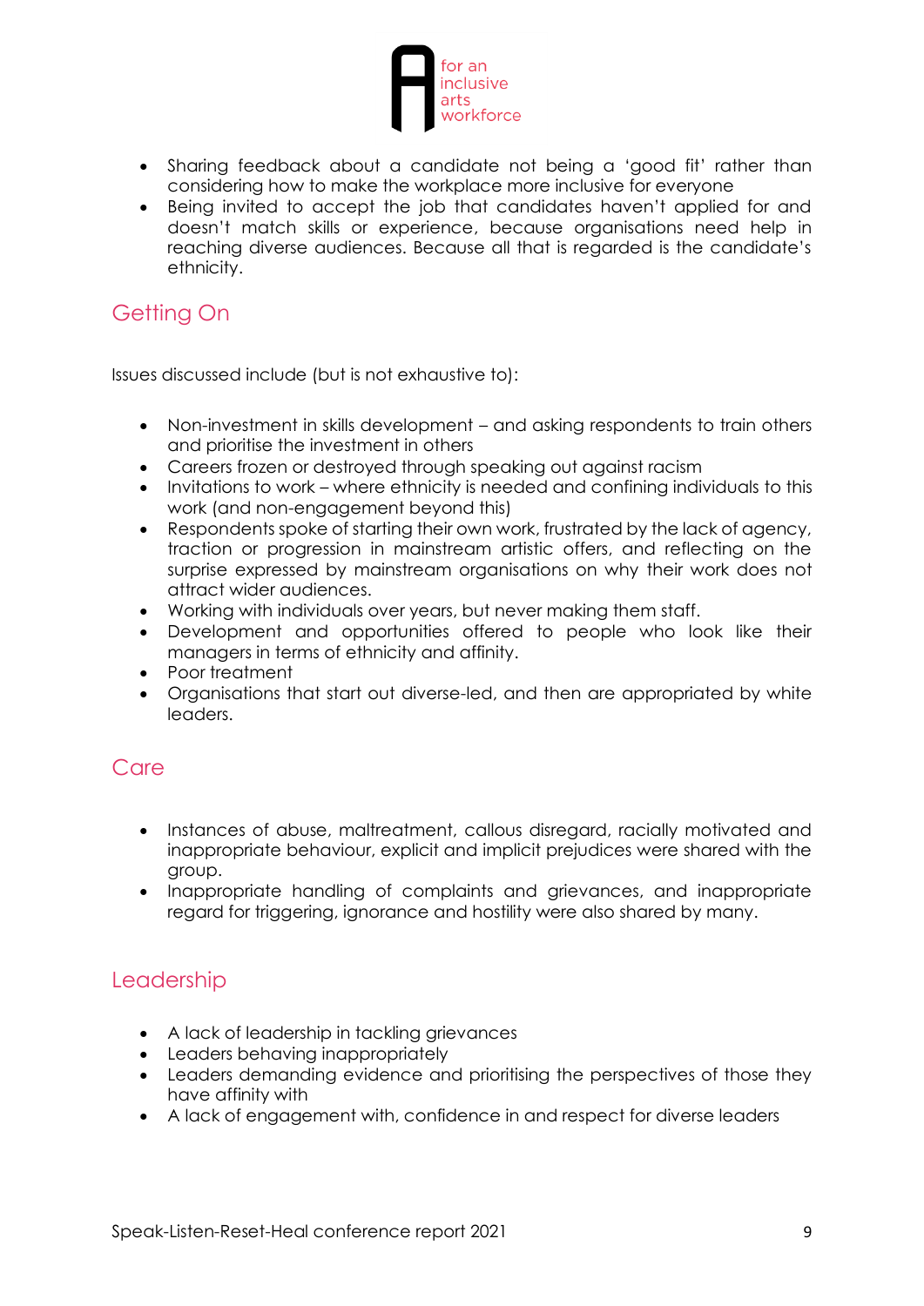- Sharing feedback about a candidate not being a 'good fit' rather than considering how to make the workplace more inclusive for everyone
- Being invited to accept the job that candidates haven't applied for and doesn't match skills or experience, because organisations need help in reaching diverse audiences. Because all that is regarded is the candidate's ethnicity.

## Getting On

Issues discussed include (but is not exhaustive to):

- Non-investment in skills development – and asking respondents to train others and prioritise the investment in others
- Careers frozen or destroyed through speaking out against racism
- Invitations to work – where ethnicity is needed and confining individuals to this work (and non-engagement beyond this)
- Respondents spoke of starting their own work, frustrated by the lack of agency, traction or progression in mainstream artistic offers, and reflecting on the surprise expressed by mainstream organisations on why their work does not attract wider audiences.
- Working with individuals over years, but never making them staff.
- Development and opportunities offered to people who look like their managers in terms of ethnicity and affinity.
- Poor treatment
- Organisations that start out diverse-led, and then are appropriated by white leaders.

## Care

- Instances of abuse, maltreatment, callous disregard, racially motivated and inappropriate behaviour, explicit and implicit prejudices were shared with the group.
- Inappropriate handling of complaints and grievances, and inappropriate regard for triggering, ignorance and hostility were also shared by many.

## Leadership

- A lack of leadership in tackling grievances
- Leaders behaving inappropriately
- Leaders demanding evidence and prioritising the perspectives of those they have affinity with
- A lack of engagement with, confidence in and respect for diverse leaders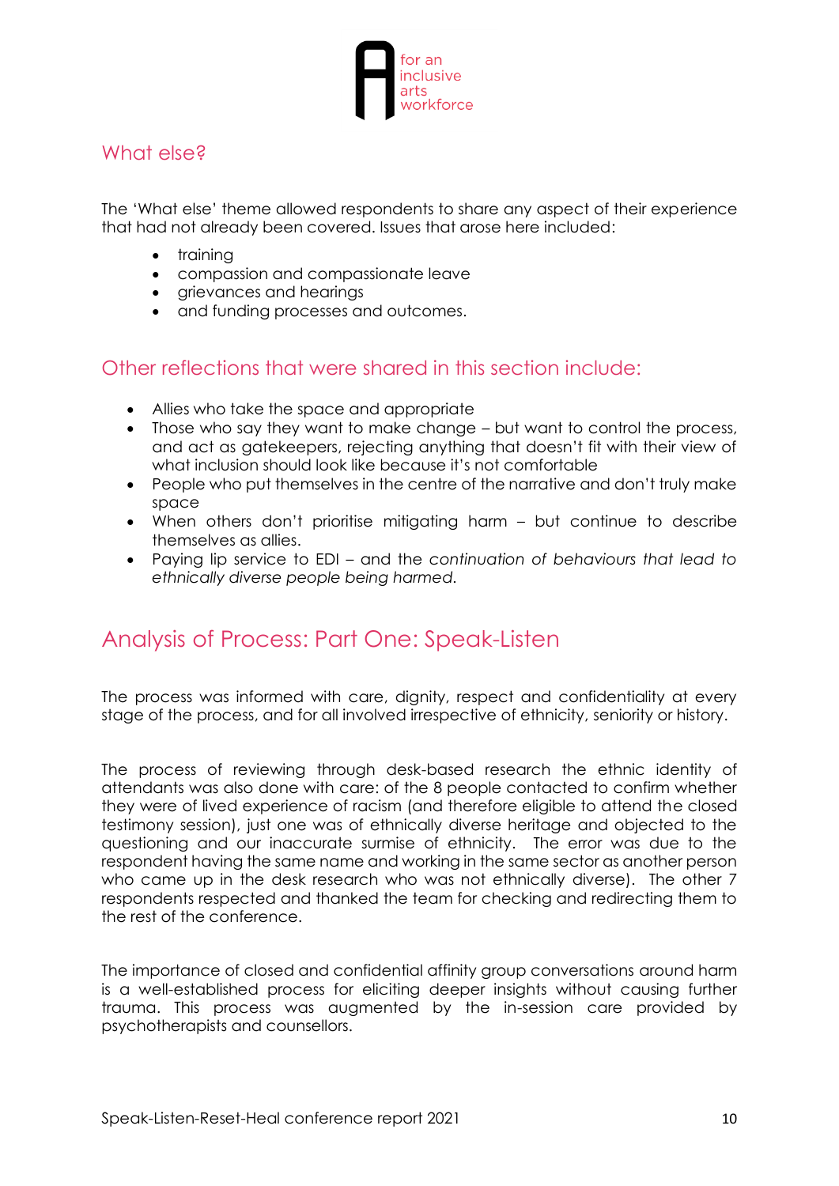## What else?

The 'What else' theme allowed respondents to share any aspect of their experience that had not already been covered. Issues that arose here included:

- training
- compassion and compassionate leave
- grievances and hearings
- and funding processes and outcomes.

## Other reflections that were shared in this section include:

- Allies who take the space and appropriate
- Those who say they want to make change – but want to control the process, and act as gatekeepers, rejecting anything that doesn't fit with their view of what inclusion should look like because it's not comfortable
- People who put themselves in the centre of the narrative and don't truly make space
- When others don't prioritise mitigating harm – but continue to describe themselves as allies.
- Paying lip service to EDI – and the *continuation of behaviours that lead to ethnically diverse people being harmed.*

# Analysis of Process: Part One: Speak-Listen

The process was informed with care, dignity, respect and confidentiality at every stage of the process, and for all involved irrespective of ethnicity, seniority or history.

The process of reviewing through desk-based research the ethnic identity of attendants was also done with care: of the 8 people contacted to confirm whether they were of lived experience of racism (and therefore eligible to attend the closed testimony session), just one was of ethnically diverse heritage and objected to the questioning and our inaccurate surmise of ethnicity. The error was due to the respondent having the same name and working in the same sector as another person who came up in the desk research who was not ethnically diverse). The other 7 respondents respected and thanked the team for checking and redirecting them to the rest of the conference.

The importance of closed and confidential affinity group conversations around harm is a well-established process for eliciting deeper insights without causing further trauma. This process was augmented by the in-session care provided by psychotherapists and counsellors.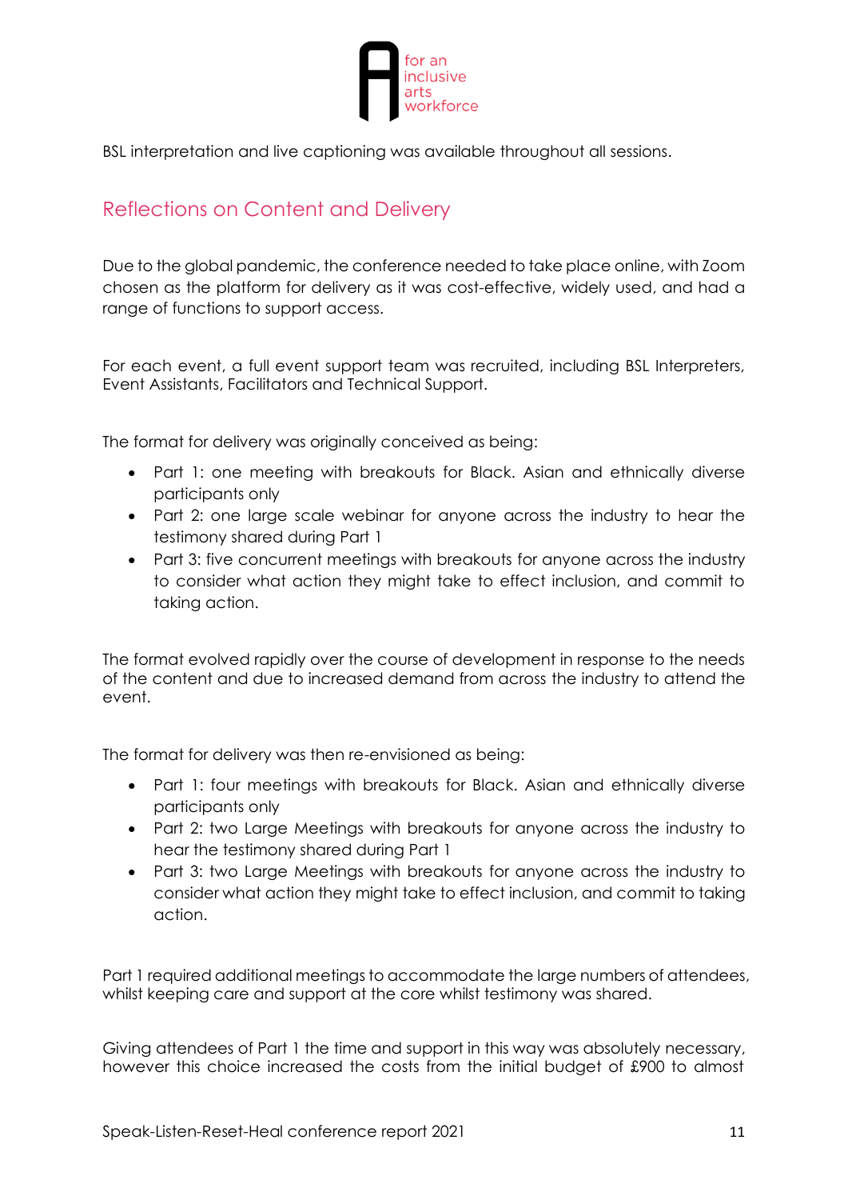BSL interpretation and live captioning was available throughout all sessions.

## Reflections on Content and Delivery

Due to the global pandemic, the conference needed to take place online, with Zoom chosen as the platform for delivery as it was cost-effective, widely used, and had a range of functions to support access.

For each event, a full event support team was recruited, including BSL Interpreters, Event Assistants, Facilitators and Technical Support.

The format for delivery was originally conceived as being:

- Part 1: one meeting with breakouts for Black. Asian and ethnically diverse participants only
- Part 2: one large scale webinar for anyone across the industry to hear the testimony shared during Part 1
- Part 3: five concurrent meetings with breakouts for anyone across the industry to consider what action they might take to effect inclusion, and commit to taking action.

The format evolved rapidly over the course of development in response to the needs of the content and due to increased demand from across the industry to attend the event.

The format for delivery was then re-envisioned as being:

- Part 1: four meetings with breakouts for Black. Asian and ethnically diverse participants only
- Part 2: two Large Meetings with breakouts for anyone across the industry to hear the testimony shared during Part 1
- Part 3: two Large Meetings with breakouts for anyone across the industry to consider what action they might take to effect inclusion, and commit to taking action.

Part 1 required additional meetings to accommodate the large numbers of attendees, whilst keeping care and support at the core whilst testimony was shared.

Giving attendees of Part 1 the time and support in this way was absolutely necessary, however this choice increased the costs from the initial budget of £900 to almost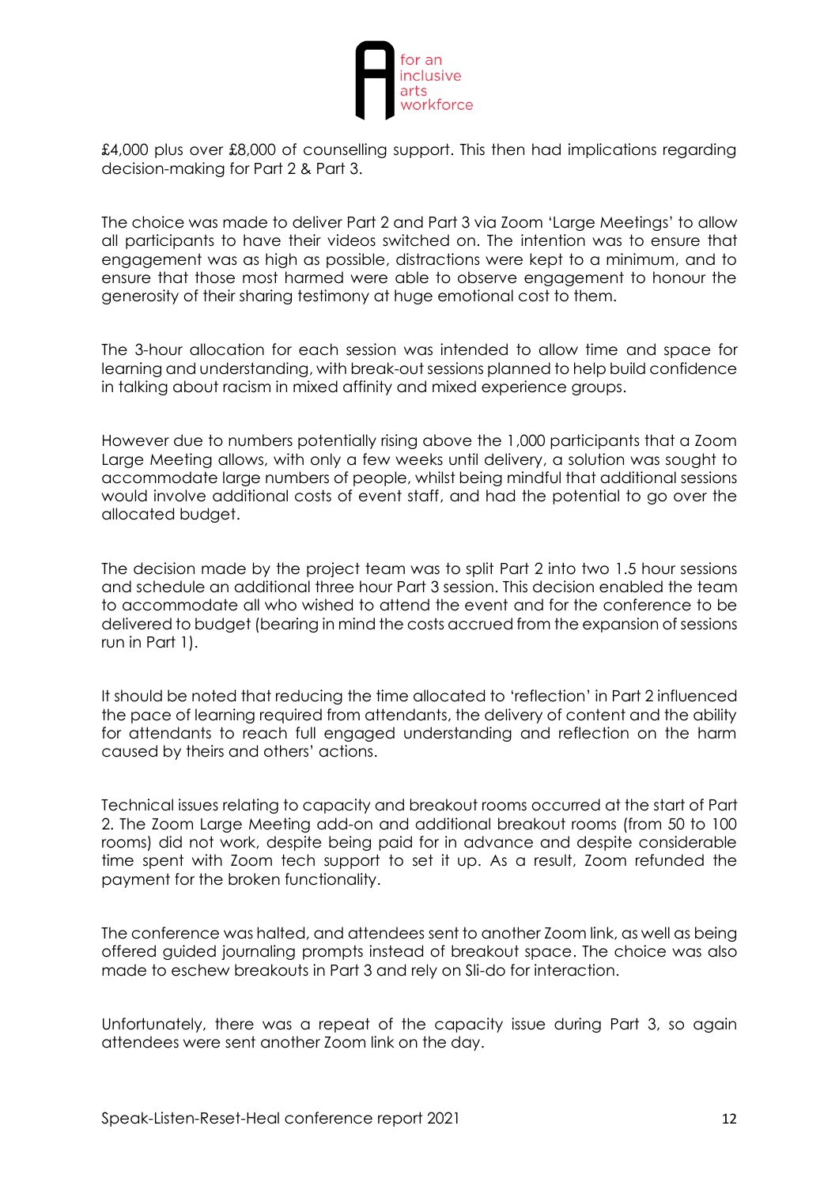£4,000 plus over £8,000 of counselling support. This then had implications regarding decision-making for Part 2 & Part 3.

The choice was made to deliver Part 2 and Part 3 via Zoom 'Large Meetings' to allow all participants to have their videos switched on. The intention was to ensure that engagement was as high as possible, distractions were kept to a minimum, and to ensure that those most harmed were able to observe engagement to honour the generosity of their sharing testimony at huge emotional cost to them.

The 3-hour allocation for each session was intended to allow time and space for learning and understanding, with break-out sessions planned to help build confidence in talking about racism in mixed affinity and mixed experience groups.

However due to numbers potentially rising above the 1,000 participants that a Zoom Large Meeting allows, with only a few weeks until delivery, a solution was sought to accommodate large numbers of people, whilst being mindful that additional sessions would involve additional costs of event staff, and had the potential to go over the allocated budget.

The decision made by the project team was to split Part 2 into two 1.5 hour sessions and schedule an additional three hour Part 3 session. This decision enabled the team to accommodate all who wished to attend the event and for the conference to be delivered to budget (bearing in mind the costs accrued from the expansion of sessions run in Part 1).

It should be noted that reducing the time allocated to 'reflection' in Part 2 influenced the pace of learning required from attendants, the delivery of content and the ability for attendants to reach full engaged understanding and reflection on the harm caused by theirs and others' actions.

Technical issues relating to capacity and breakout rooms occurred at the start of Part 2. The Zoom Large Meeting add-on and additional breakout rooms (from 50 to 100 rooms) did not work, despite being paid for in advance and despite considerable time spent with Zoom tech support to set it up. As a result, Zoom refunded the payment for the broken functionality.

The conference was halted, and attendees sent to another Zoom link, as well as being offered guided journaling prompts instead of breakout space. The choice was also made to eschew breakouts in Part 3 and rely on Sli-do for interaction.

Unfortunately, there was a repeat of the capacity issue during Part 3, so again attendees were sent another Zoom link on the day.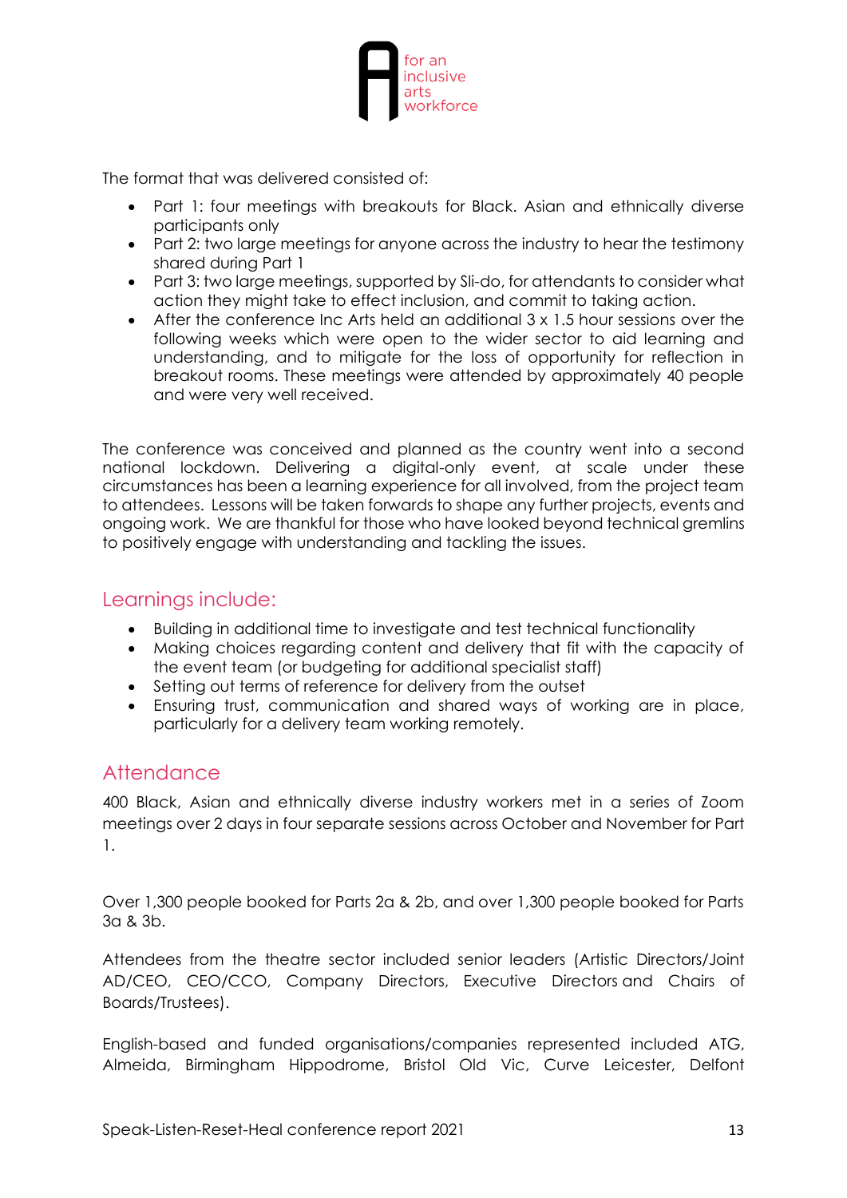The format that was delivered consisted of:

- Part 1: four meetings with breakouts for Black. Asian and ethnically diverse participants only
- Part 2: two large meetings for anyone across the industry to hear the testimony shared during Part 1
- Part 3: two large meetings, supported by Sli-do, for attendants to consider what action they might take to effect inclusion, and commit to taking action.
- After the conference Inc Arts held an additional 3 x 1.5 hour sessions over the following weeks which were open to the wider sector to aid learning and understanding, and to mitigate for the loss of opportunity for reflection in breakout rooms. These meetings were attended by approximately 40 people and were very well received.

The conference was conceived and planned as the country went into a second national lockdown. Delivering a digital-only event, at scale under these circumstances has been a learning experience for all involved, from the project team to attendees. Lessons will be taken forwards to shape any further projects, events and ongoing work. We are thankful for those who have looked beyond technical gremlins to positively engage with understanding and tackling the issues.

## Learnings include:

- Building in additional time to investigate and test technical functionality
- Making choices regarding content and delivery that fit with the capacity of the event team (or budgeting for additional specialist staff)
- Setting out terms of reference for delivery from the outset
- Ensuring trust, communication and shared ways of working are in place, particularly for a delivery team working remotely.

## Attendance

400 Black, Asian and ethnically diverse industry workers met in a series of Zoom meetings over 2 days in four separate sessions across October and November for Part 1.

Over 1,300 people booked for Parts 2a & 2b, and over 1,300 people booked for Parts 3a & 3b.

Attendees from the theatre sector included senior leaders (Artistic Directors/Joint AD/CEO, CEO/CCO, Company Directors, Executive Directors and Chairs of Boards/Trustees).

English-based and funded organisations/companies represented included ATG, Almeida, Birmingham Hippodrome, Bristol Old Vic, Curve Leicester, Delfont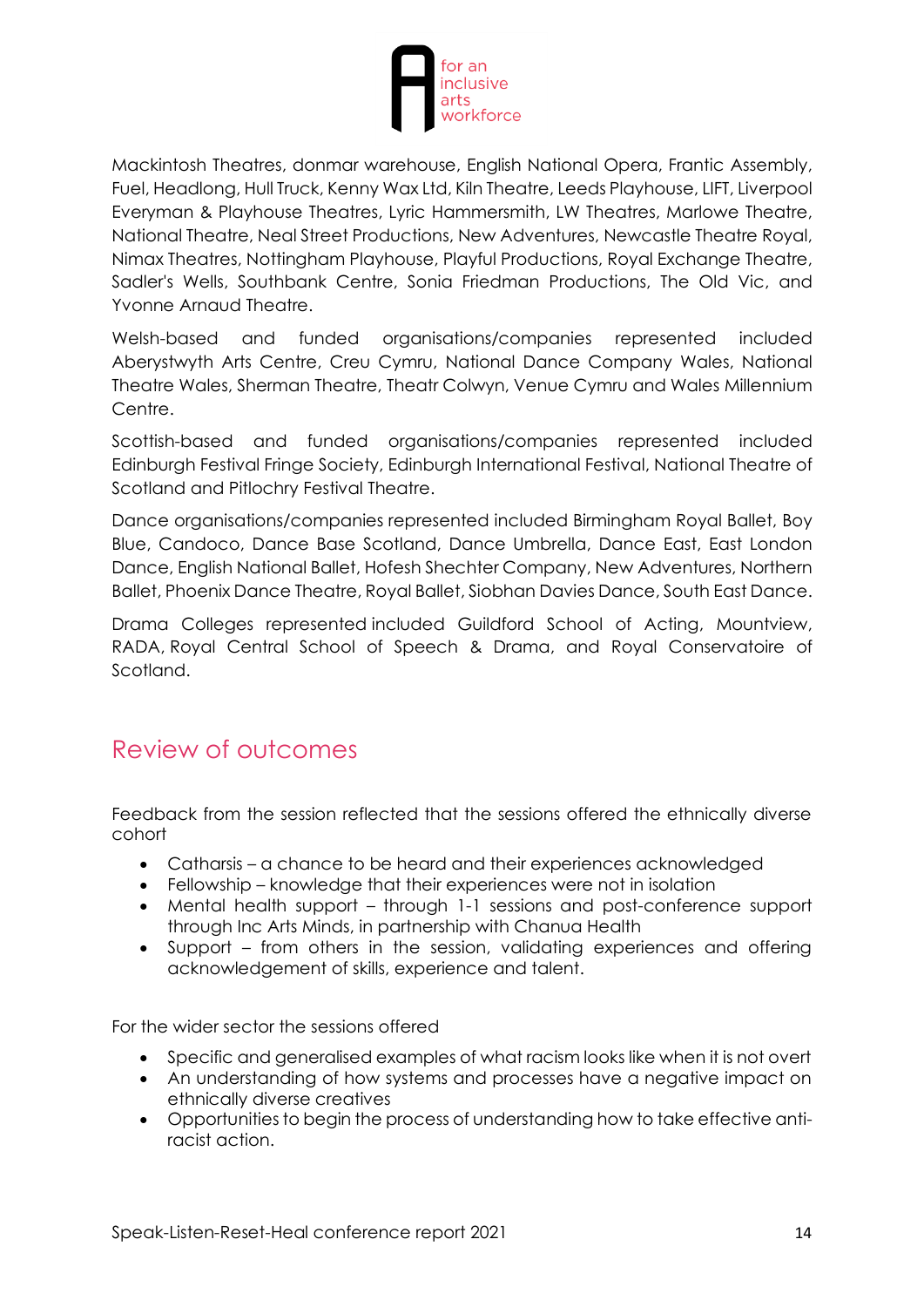Mackintosh Theatres, donmar warehouse, English National Opera, Frantic Assembly, Fuel, Headlong, Hull Truck, Kenny Wax Ltd, Kiln Theatre, Leeds Playhouse, LIFT, Liverpool Everyman & Playhouse Theatres, Lyric Hammersmith, LW Theatres, Marlowe Theatre, National Theatre, Neal Street Productions, New Adventures, Newcastle Theatre Royal, Nimax Theatres, Nottingham Playhouse, Playful Productions, Royal Exchange Theatre, Sadler's Wells, Southbank Centre, Sonia Friedman Productions, The Old Vic, and Yvonne Arnaud Theatre.

Welsh-based and funded organisations/companies represented included Aberystwyth Arts Centre, Creu Cymru, National Dance Company Wales, National Theatre Wales, Sherman Theatre, Theatr Colwyn, Venue Cymru and Wales Millennium Centre.

Scottish-based and funded organisations/companies represented included Edinburgh Festival Fringe Society, Edinburgh International Festival, National Theatre of Scotland and Pitlochry Festival Theatre.

Dance organisations/companies represented included Birmingham Royal Ballet, Boy Blue, Candoco, Dance Base Scotland, Dance Umbrella, Dance East, East London Dance, English National Ballet, Hofesh Shechter Company, New Adventures, Northern Ballet, Phoenix Dance Theatre, Royal Ballet, Siobhan Davies Dance, South East Dance.

Drama Colleges represented included Guildford School of Acting, Mountview, RADA, Royal Central School of Speech & Drama, and Royal Conservatoire of Scotland.

## Review of outcomes

Feedback from the session reflected that the sessions offered the ethnically diverse cohort

- Catharsis – a chance to be heard and their experiences acknowledged
- Fellowship – knowledge that their experiences were not in isolation
- Mental health support – through 1-1 sessions and post-conference support through Inc Arts Minds, in partnership with Chanua Health
- Support – from others in the session, validating experiences and offering acknowledgement of skills, experience and talent.

For the wider sector the sessions offered

- Specific and generalised examples of what racism looks like when it is not overt
- An understanding of how systems and processes have a negative impact on ethnically diverse creatives
- Opportunities to begin the process of understanding how to take effective anti-racist action.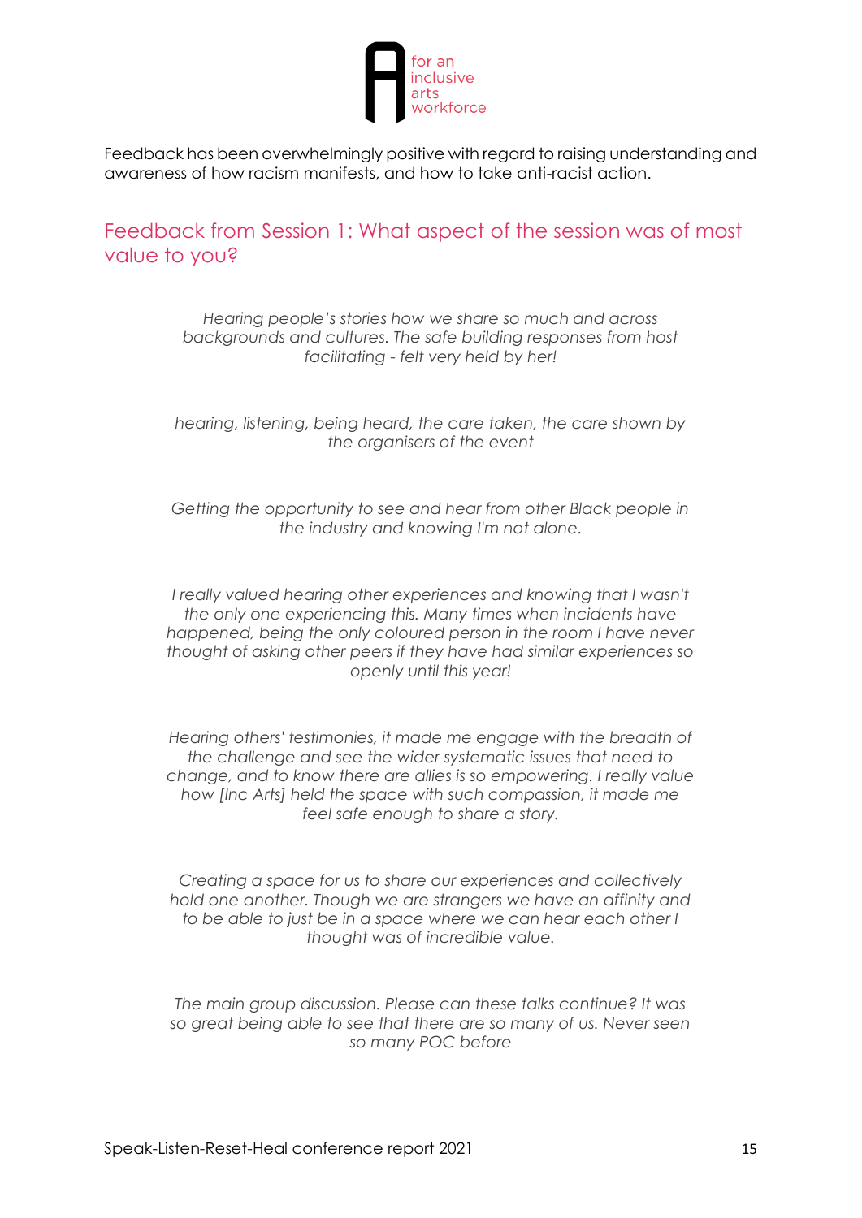Feedback has been overwhelmingly positive with regard to raising understanding and awareness of how racism manifests, and how to take anti-racist action.

## Feedback from Session 1: What aspect of the session was of most value to you?

*Hearing people's stories how we share so much and across backgrounds and cultures. The safe building responses from host facilitating - felt very held by her!*

*hearing, listening, being heard, the care taken, the care shown by the organisers of the event*

*Getting the opportunity to see and hear from other Black people in the industry and knowing I'm not alone.*

*I really valued hearing other experiences and knowing that I wasn't the only one experiencing this. Many times when incidents have happened, being the only coloured person in the room I have never thought of asking other peers if they have had similar experiences so openly until this year!*

*Hearing others' testimonies, it made me engage with the breadth of the challenge and see the wider systematic issues that need to change, and to know there are allies is so empowering. I really value how [Inc Arts] held the space with such compassion, it made me feel safe enough to share a story.*

*Creating a space for us to share our experiences and collectively hold one another. Though we are strangers we have an affinity and to be able to just be in a space where we can hear each other I thought was of incredible value.*

*The main group discussion. Please can these talks continue? It was so great being able to see that there are so many of us. Never seen so many POC before*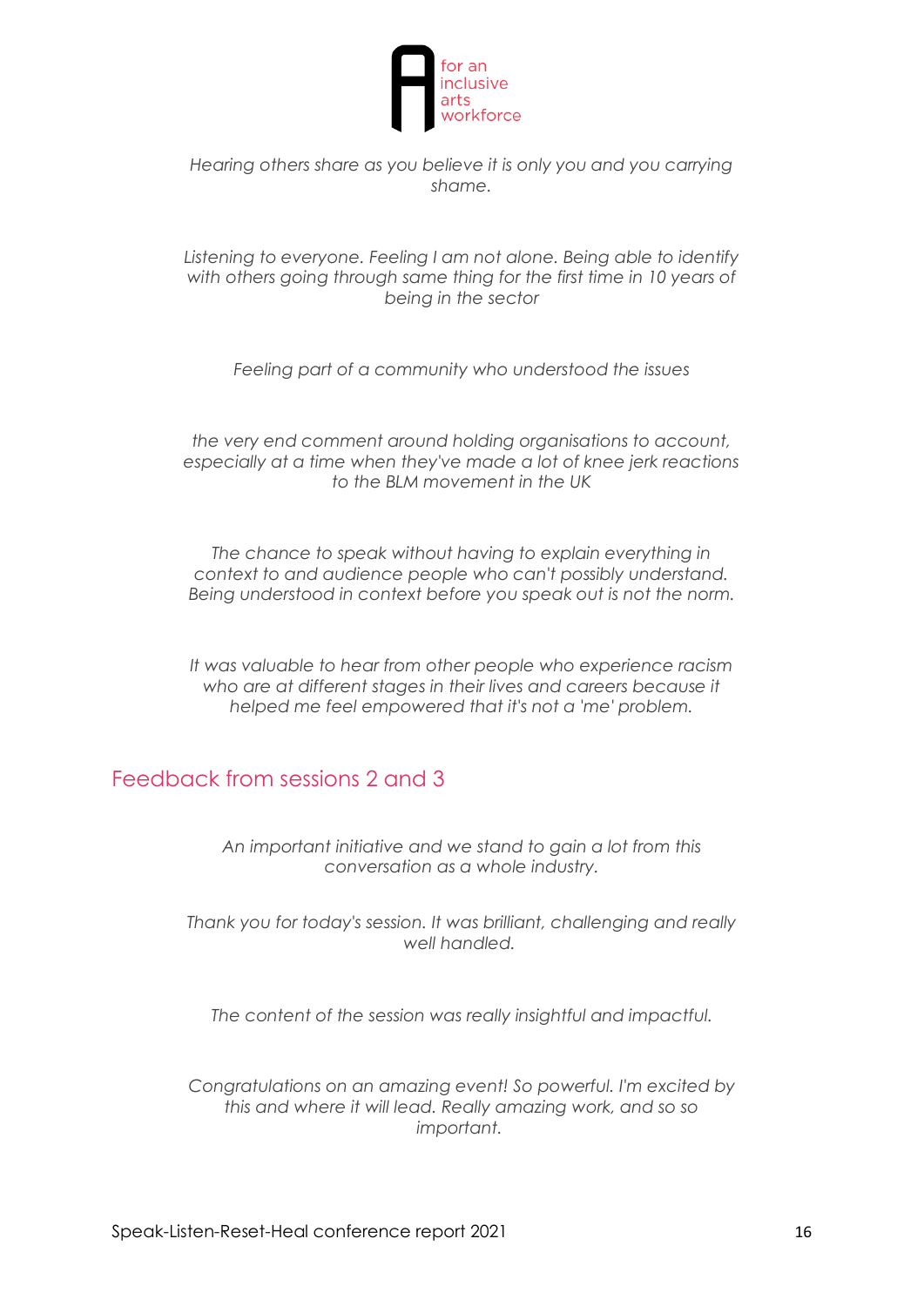*Hearing others share as you believe it is only you and you carrying shame.*

*Listening to everyone. Feeling I am not alone. Being able to identify with others going through same thing for the first time in 10 years of being in the sector*

*Feeling part of a community who understood the issues*

*the very end comment around holding organisations to account, especially at a time when they've made a lot of knee jerk reactions to the BLM movement in the UK*

*The chance to speak without having to explain everything in context to and audience people who can't possibly understand. Being understood in context before you speak out is not the norm.*

*It was valuable to hear from other people who experience racism who are at different stages in their lives and careers because it helped me feel empowered that it's not a 'me' problem.*

## Feedback from sessions 2 and 3

*An important initiative and we stand to gain a lot from this conversation as a whole industry.*

*Thank you for today's session. It was brilliant, challenging and really well handled.*

*The content of the session was really insightful and impactful.*

*Congratulations on an amazing event! So powerful. I'm excited by this and where it will lead. Really amazing work, and so so important.*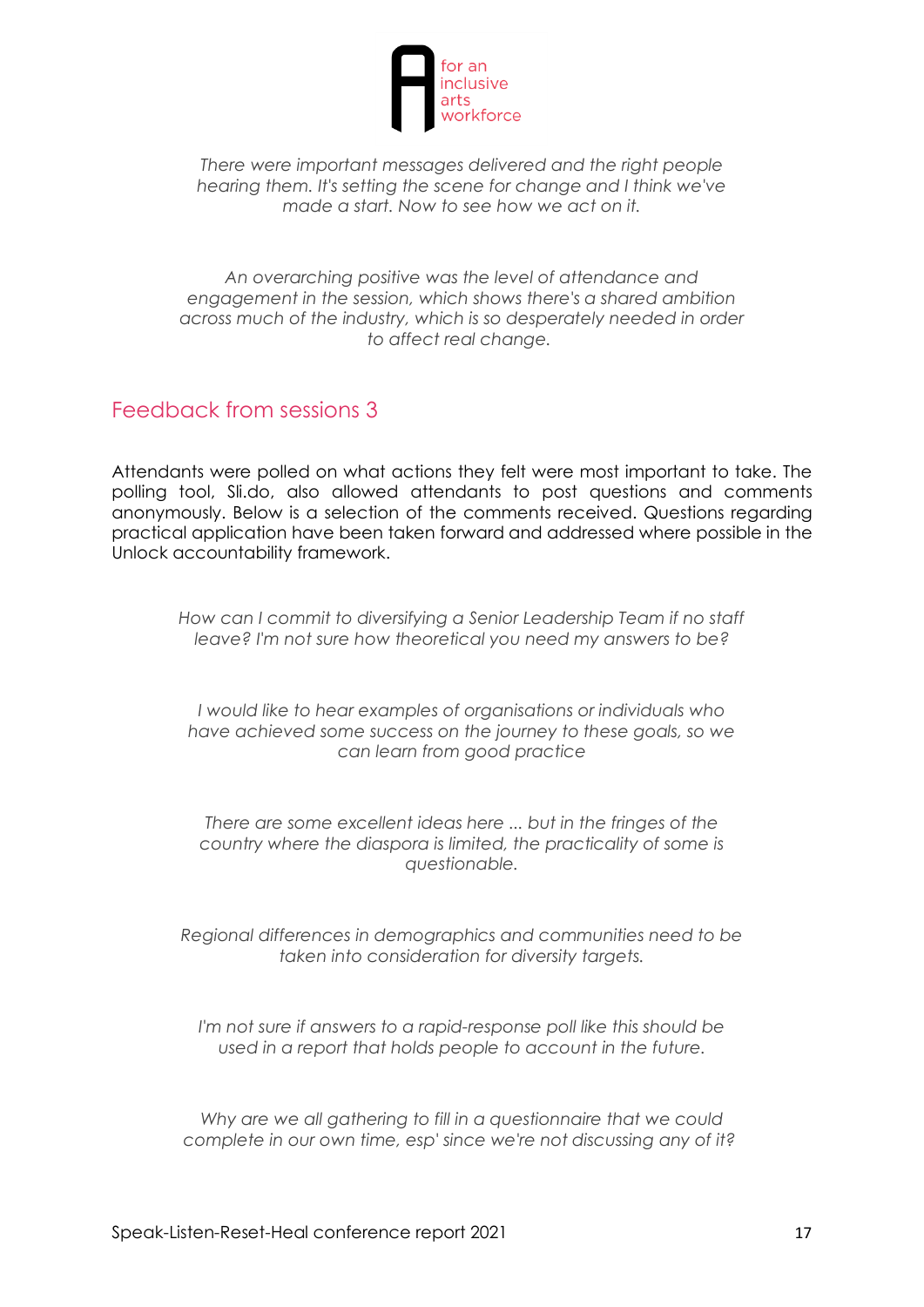*There were important messages delivered and the right people hearing them. It's setting the scene for change and I think we've made a start. Now to see how we act on it.*

*An overarching positive was the level of attendance and engagement in the session, which shows there's a shared ambition across much of the industry, which is so desperately needed in order to affect real change.*

## Feedback from sessions 3

Attendants were polled on what actions they felt were most important to take. The polling tool, Sli.do, also allowed attendants to post questions and comments anonymously. Below is a selection of the comments received. Questions regarding practical application have been taken forward and addressed where possible in the Unlock accountability framework.

*How can I commit to diversifying a Senior Leadership Team if no staff leave? I'm not sure how theoretical you need my answers to be?*

*I would like to hear examples of organisations or individuals who have achieved some success on the journey to these goals, so we can learn from good practice*

*There are some excellent ideas here ... but in the fringes of the country where the diaspora is limited, the practicality of some is questionable.*

*Regional differences in demographics and communities need to be taken into consideration for diversity targets.*

*I'm not sure if answers to a rapid-response poll like this should be used in a report that holds people to account in the future.*

*Why are we all gathering to fill in a questionnaire that we could complete in our own time, esp' since we're not discussing any of it?*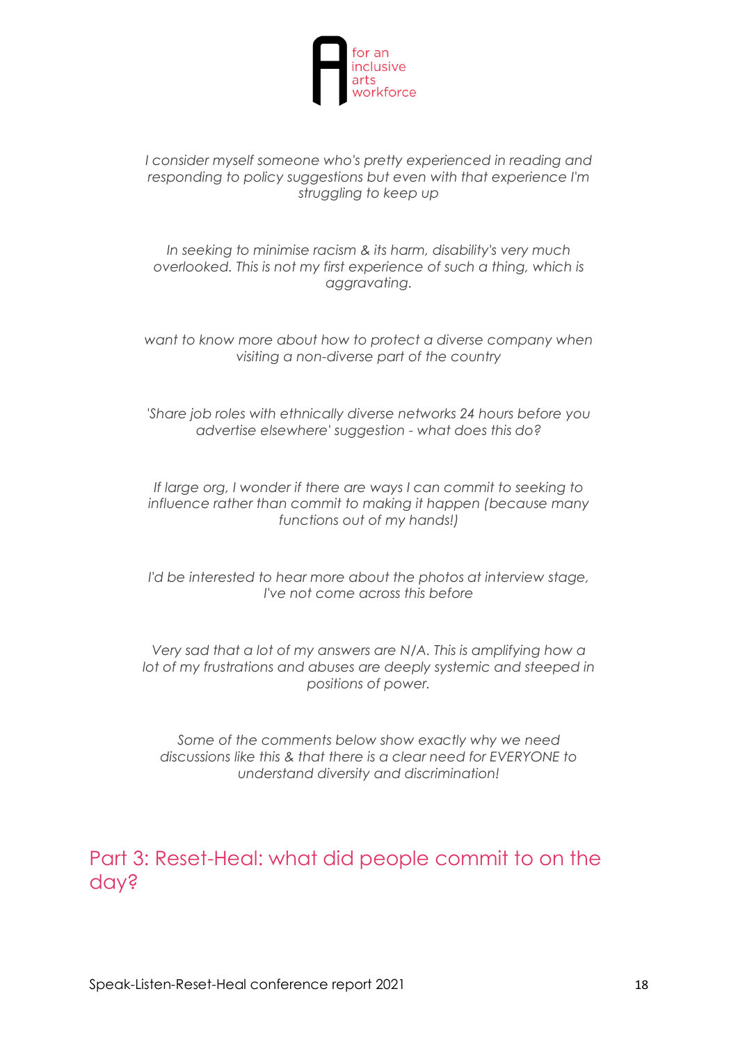*I consider myself someone who's pretty experienced in reading and responding to policy suggestions but even with that experience I'm struggling to keep up*

*In seeking to minimise racism & its harm, disability's very much overlooked. This is not my first experience of such a thing, which is aggravating.*

*want to know more about how to protect a diverse company when visiting a non-diverse part of the country*

*'Share job roles with ethnically diverse networks 24 hours before you advertise elsewhere' suggestion - what does this do?*

*If large org, I wonder if there are ways I can commit to seeking to influence rather than commit to making it happen (because many functions out of my hands!)*

*I'd be interested to hear more about the photos at interview stage, I've not come across this before*

*Very sad that a lot of my answers are N/A. This is amplifying how a lot of my frustrations and abuses are deeply systemic and steeped in positions of power.*

*Some of the comments below show exactly why we need discussions like this & that there is a clear need for EVERYONE to understand diversity and discrimination!*

## Part 3: Reset-Heal: what did people commit to on the day?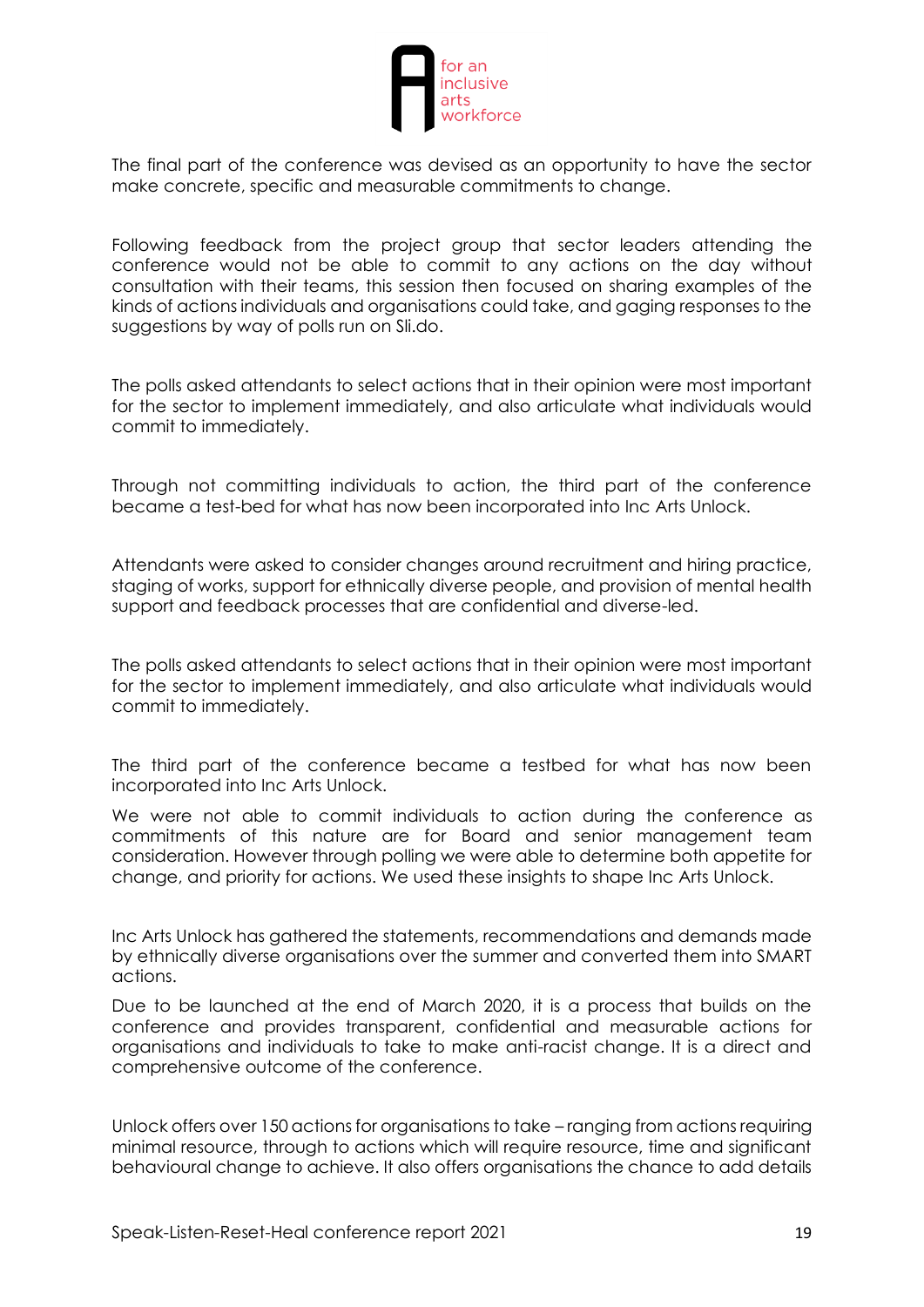The final part of the conference was devised as an opportunity to have the sector make concrete, specific and measurable commitments to change.

Following feedback from the project group that sector leaders attending the conference would not be able to commit to any actions on the day without consultation with their teams, this session then focused on sharing examples of the kinds of actions individuals and organisations could take, and gaging responses to the suggestions by way of polls run on Sli.do.

The polls asked attendants to select actions that in their opinion were most important for the sector to implement immediately, and also articulate what individuals would commit to immediately.

Through not committing individuals to action, the third part of the conference became a test-bed for what has now been incorporated into Inc Arts Unlock.

Attendants were asked to consider changes around recruitment and hiring practice, staging of works, support for ethnically diverse people, and provision of mental health support and feedback processes that are confidential and diverse-led.

The polls asked attendants to select actions that in their opinion were most important for the sector to implement immediately, and also articulate what individuals would commit to immediately.

The third part of the conference became a testbed for what has now been incorporated into Inc Arts Unlock.

We were not able to commit individuals to action during the conference as commitments of this nature are for Board and senior management team consideration. However through polling we were able to determine both appetite for change, and priority for actions. We used these insights to shape Inc Arts Unlock.

Inc Arts Unlock has gathered the statements, recommendations and demands made by ethnically diverse organisations over the summer and converted them into SMART actions.

Due to be launched at the end of March 2020, it is a process that builds on the conference and provides transparent, confidential and measurable actions for organisations and individuals to take to make anti-racist change. It is a direct and comprehensive outcome of the conference.

Unlock offers over 150 actions for organisations to take – ranging from actions requiring minimal resource, through to actions which will require resource, time and significant behavioural change to achieve. It also offers organisations the chance to add details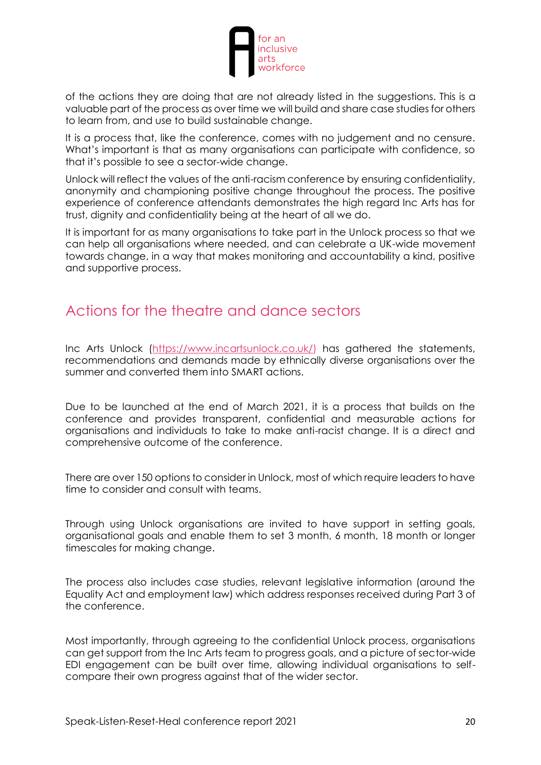of the actions they are doing that are not already listed in the suggestions. This is a valuable part of the process as over time we will build and share case studies for others to learn from, and use to build sustainable change.

It is a process that, like the conference, comes with no judgement and no censure. What's important is that as many organisations can participate with confidence, so that it's possible to see a sector-wide change.

Unlock will reflect the values of the anti-racism conference by ensuring confidentiality, anonymity and championing positive change throughout the process. The positive experience of conference attendants demonstrates the high regard Inc Arts has for trust, dignity and confidentiality being at the heart of all we do.

It is important for as many organisations to take part in the Unlock process so that we can help all organisations where needed, and can celebrate a UK-wide movement towards change, in a way that makes monitoring and accountability a kind, positive and supportive process.

## Actions for the theatre and dance sectors

Inc Arts Unlock (https://www.incartsunlock.co.uk/) has gathered the statements, recommendations and demands made by ethnically diverse organisations over the summer and converted them into SMART actions.

Due to be launched at the end of March 2021, it is a process that builds on the conference and provides transparent, confidential and measurable actions for organisations and individuals to take to make anti-racist change. It is a direct and comprehensive outcome of the conference.

There are over 150 options to consider in Unlock, most of which require leaders to have time to consider and consult with teams.

Through using Unlock organisations are invited to have support in setting goals, organisational goals and enable them to set 3 month, 6 month, 18 month or longer timescales for making change.

The process also includes case studies, relevant legislative information (around the Equality Act and employment law) which address responses received during Part 3 of the conference.

Most importantly, through agreeing to the confidential Unlock process, organisations can get support from the Inc Arts team to progress goals, and a picture of sector-wide EDI engagement can be built over time, allowing individual organisations to self-compare their own progress against that of the wider sector.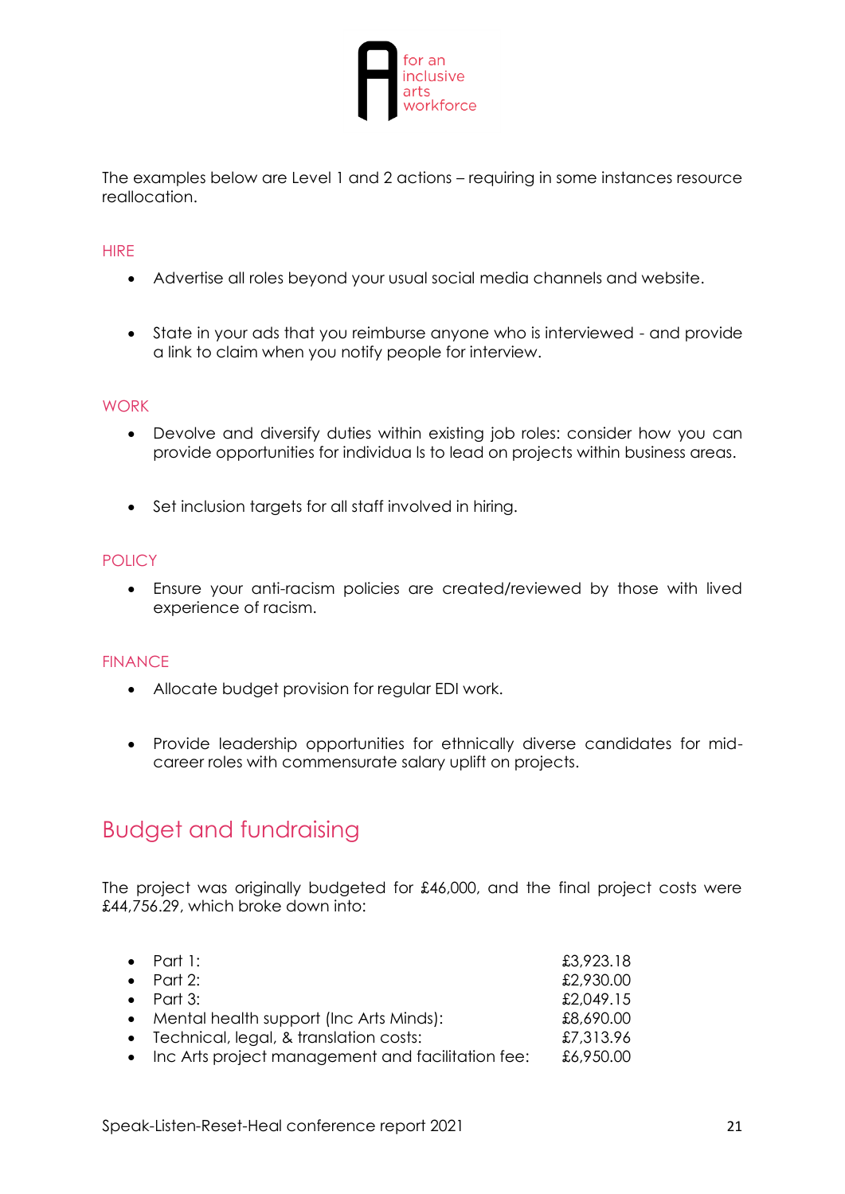The examples below are Level 1 and 2 actions – requiring in some instances resource reallocation.

### HIRE

- Advertise all roles beyond your usual social media channels and website.

- State in your ads that you reimburse anyone who is interviewed - and provide a link to claim when you notify people for interview.

### WORK

- Devolve and diversify duties within existing job roles: consider how you can provide opportunities for individua ls to lead on projects within business areas.

- Set inclusion targets for all staff involved in hiring.

### POLICY

- Ensure your anti-racism policies are created/reviewed by those with lived experience of racism.

### FINANCE

- Allocate budget provision for regular EDI work.

- Provide leadership opportunities for ethnically diverse candidates for mid-career roles with commensurate salary uplift on projects.

## Budget and fundraising

The project was originally budgeted for £46,000, and the final project costs were £44,756.29, which broke down into:

- Part 1: £3,923.18
- Part 2: £2,930.00
- Part 3: £2,049.15
- Mental health support (Inc Arts Minds): £8,690.00
- Technical, legal, & translation costs: £7,313.96
- Inc Arts project management and facilitation fee: £6,950.00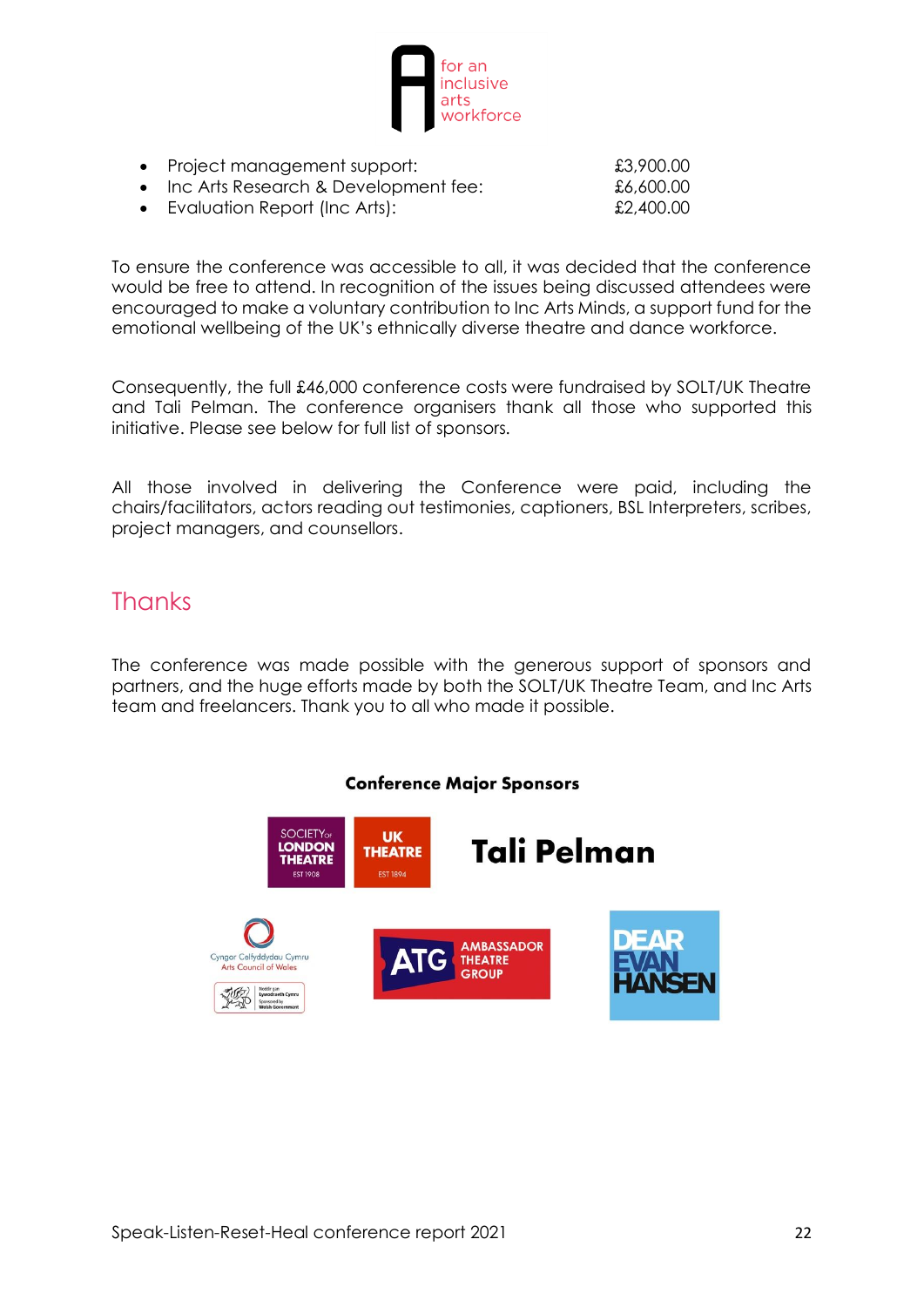- Project management support: £3,900.00
- Inc Arts Research & Development fee: £6,600.00
- Evaluation Report (Inc Arts): £2,400.00

To ensure the conference was accessible to all, it was decided that the conference would be free to attend. In recognition of the issues being discussed attendees were encouraged to make a voluntary contribution to Inc Arts Minds, a support fund for the emotional wellbeing of the UK's ethnically diverse theatre and dance workforce.

Consequently, the full £46,000 conference costs were fundraised by SOLT/UK Theatre and Tali Pelman. The conference organisers thank all those who supported this initiative. Please see below for full list of sponsors.

All those involved in delivering the Conference were paid, including the chairs/facilitators, actors reading out testimonies, captioners, BSL Interpreters, scribes, project managers, and counsellors.

## Thanks

The conference was made possible with the generous support of sponsors and partners, and the huge efforts made by both the SOLT/UK Theatre Team, and Inc Arts team and freelancers. Thank you to all who made it possible.

**Conference Major Sponsors**

Society of London Theatre — UK Theatre — Tali Pelman

Cyngor Celfyddydau Cymru / Arts Council of Wales — Ambassador Theatre Group (ATG) — Dear Evan Hansen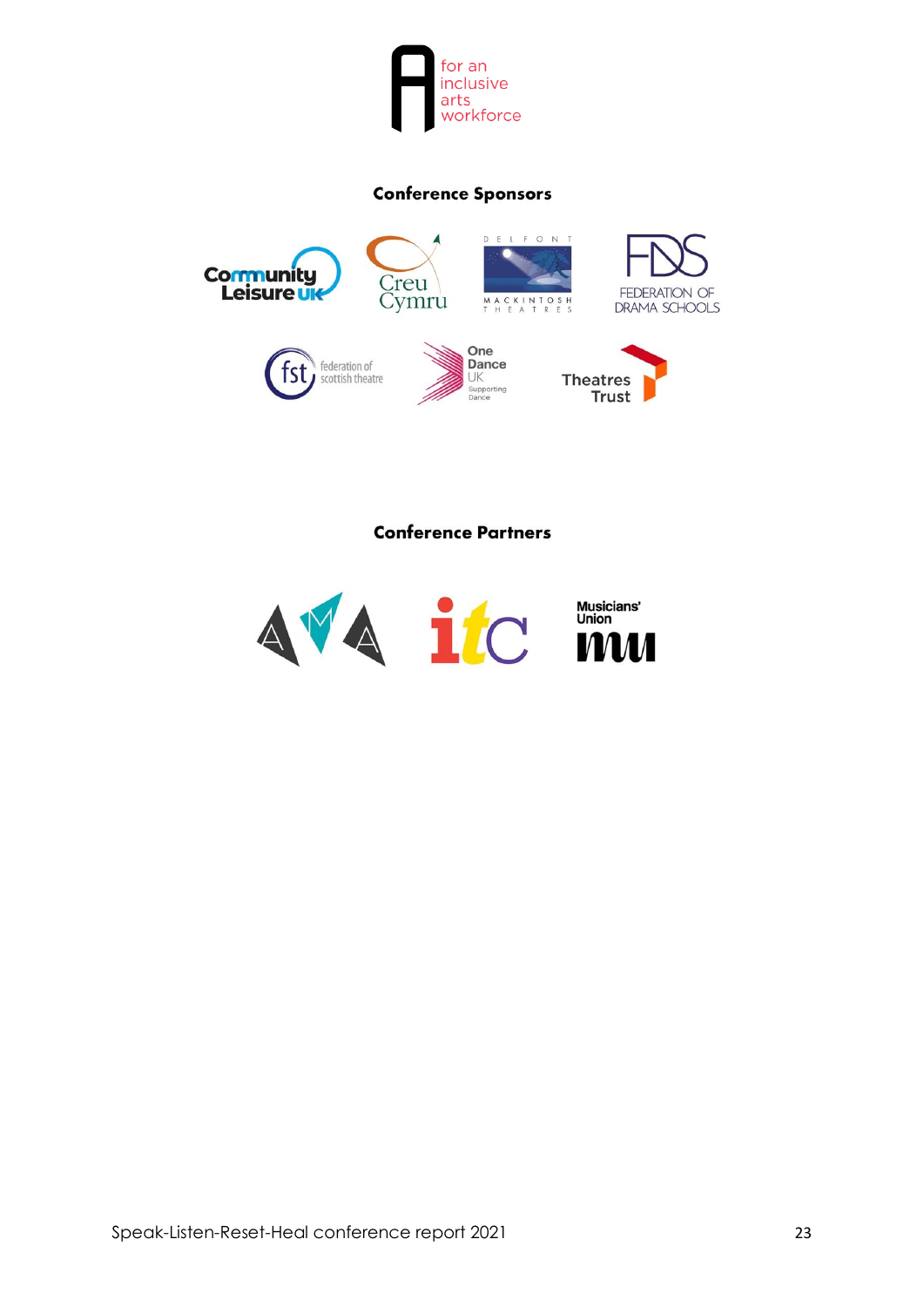for an inclusive arts workforce

**Conference Sponsors**

Community Leisure UK

Creu Cymru

Delfont Mackintosh Theatres

FDS Federation of Drama Schools

fst federation of scottish theatre

One Dance UK Supporting Dance

Theatres Trust

**Conference Partners**

AMA

itc

Musicians' Union mu